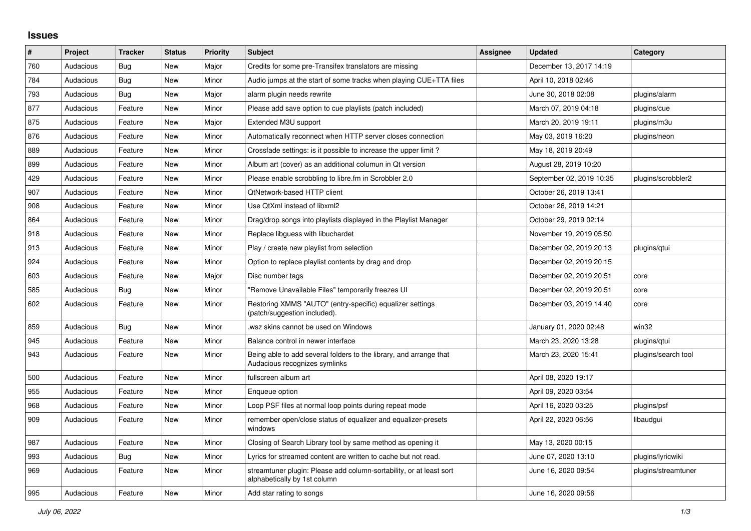## Issues

| # | Project | Tracker | Status | Priority | Subject | Assignee | Updated | Category |
|---|---|---|---|---|---|---|---|---|
| 760 | Audacious | Bug | New | Major | Credits for some pre-Transifex translators are missing | | December 13, 2017 14:19 | |
| 784 | Audacious | Bug | New | Minor | Audio jumps at the start of some tracks when playing CUE+TTA files | | April 10, 2018 02:46 | |
| 793 | Audacious | Bug | New | Major | alarm plugin needs rewrite | | June 30, 2018 02:08 | plugins/alarm |
| 877 | Audacious | Feature | New | Minor | Please add save option to cue playlists (patch included) | | March 07, 2019 04:18 | plugins/cue |
| 875 | Audacious | Feature | New | Major | Extended M3U support | | March 20, 2019 19:11 | plugins/m3u |
| 876 | Audacious | Feature | New | Minor | Automatically reconnect when HTTP server closes connection | | May 03, 2019 16:20 | plugins/neon |
| 889 | Audacious | Feature | New | Minor | Crossfade settings: is it possible to increase the upper limit ? | | May 18, 2019 20:49 | |
| 899 | Audacious | Feature | New | Minor | Album art (cover) as an additional columun in Qt version | | August 28, 2019 10:20 | |
| 429 | Audacious | Feature | New | Minor | Please enable scrobbling to libre.fm in Scrobbler 2.0 | | September 02, 2019 10:35 | plugins/scrobbler2 |
| 907 | Audacious | Feature | New | Minor | QtNetwork-based HTTP client | | October 26, 2019 13:41 | |
| 908 | Audacious | Feature | New | Minor | Use QtXml instead of libxml2 | | October 26, 2019 14:21 | |
| 864 | Audacious | Feature | New | Minor | Drag/drop songs into playlists displayed in the Playlist Manager | | October 29, 2019 02:14 | |
| 918 | Audacious | Feature | New | Minor | Replace libguess with libuchardet | | November 19, 2019 05:50 | |
| 913 | Audacious | Feature | New | Minor | Play / create new playlist from selection | | December 02, 2019 20:13 | plugins/qtui |
| 924 | Audacious | Feature | New | Minor | Option to replace playlist contents by drag and drop | | December 02, 2019 20:15 | |
| 603 | Audacious | Feature | New | Major | Disc number tags | | December 02, 2019 20:51 | core |
| 585 | Audacious | Bug | New | Minor | "Remove Unavailable Files" temporarily freezes UI | | December 02, 2019 20:51 | core |
| 602 | Audacious | Feature | New | Minor | Restoring XMMS "AUTO" (entry-specific) equalizer settings (patch/suggestion included). | | December 03, 2019 14:40 | core |
| 859 | Audacious | Bug | New | Minor | .wsz skins cannot be used on Windows | | January 01, 2020 02:48 | win32 |
| 945 | Audacious | Feature | New | Minor | Balance control in newer interface | | March 23, 2020 13:28 | plugins/qtui |
| 943 | Audacious | Feature | New | Minor | Being able to add several folders to the library, and arrange that Audacious recognizes symlinks | | March 23, 2020 15:41 | plugins/search tool |
| 500 | Audacious | Feature | New | Minor | fullscreen album art | | April 08, 2020 19:17 | |
| 955 | Audacious | Feature | New | Minor | Enqueue option | | April 09, 2020 03:54 | |
| 968 | Audacious | Feature | New | Minor | Loop PSF files at normal loop points during repeat mode | | April 16, 2020 03:25 | plugins/psf |
| 909 | Audacious | Feature | New | Minor | remember open/close status of equalizer and equalizer-presets windows | | April 22, 2020 06:56 | libaudgui |
| 987 | Audacious | Feature | New | Minor | Closing of Search Library tool by same method as opening it | | May 13, 2020 00:15 | |
| 993 | Audacious | Bug | New | Minor | Lyrics for streamed content are written to cache but not read. | | June 07, 2020 13:10 | plugins/lyricwiki |
| 969 | Audacious | Feature | New | Minor | streamtuner plugin: Please add column-sortability, or at least sort alphabetically by 1st column | | June 16, 2020 09:54 | plugins/streamtuner |
| 995 | Audacious | Feature | New | Minor | Add star rating to songs | | June 16, 2020 09:56 | |

*July 06, 2022*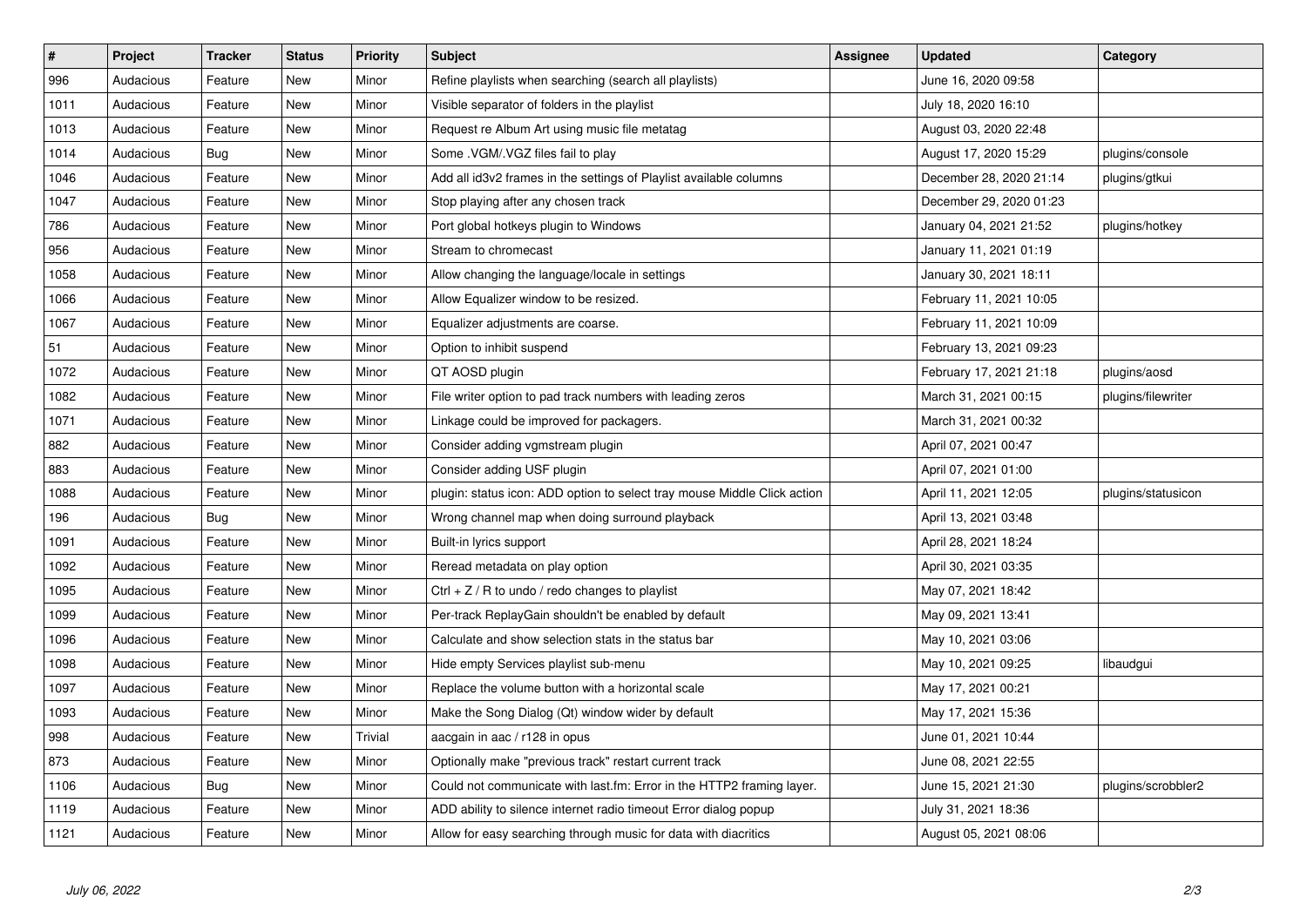| # | Project | Tracker | Status | Priority | Subject | Assignee | Updated | Category |
|---|---|---|---|---|---|---|---|---|
| 996 | Audacious | Feature | New | Minor | Refine playlists when searching (search all playlists) | | June 16, 2020 09:58 | |
| 1011 | Audacious | Feature | New | Minor | Visible separator of folders in the playlist | | July 18, 2020 16:10 | |
| 1013 | Audacious | Feature | New | Minor | Request re Album Art using music file metatag | | August 03, 2020 22:48 | |
| 1014 | Audacious | Bug | New | Minor | Some .VGM/.VGZ files fail to play | | August 17, 2020 15:29 | plugins/console |
| 1046 | Audacious | Feature | New | Minor | Add all id3v2 frames in the settings of Playlist available columns | | December 28, 2020 21:14 | plugins/gtkui |
| 1047 | Audacious | Feature | New | Minor | Stop playing after any chosen track | | December 29, 2020 01:23 | |
| 786 | Audacious | Feature | New | Minor | Port global hotkeys plugin to Windows | | January 04, 2021 21:52 | plugins/hotkey |
| 956 | Audacious | Feature | New | Minor | Stream to chromecast | | January 11, 2021 01:19 | |
| 1058 | Audacious | Feature | New | Minor | Allow changing the language/locale in settings | | January 30, 2021 18:11 | |
| 1066 | Audacious | Feature | New | Minor | Allow Equalizer window to be resized. | | February 11, 2021 10:05 | |
| 1067 | Audacious | Feature | New | Minor | Equalizer adjustments are coarse. | | February 11, 2021 10:09 | |
| 51 | Audacious | Feature | New | Minor | Option to inhibit suspend | | February 13, 2021 09:23 | |
| 1072 | Audacious | Feature | New | Minor | QT AOSD plugin | | February 17, 2021 21:18 | plugins/aosd |
| 1082 | Audacious | Feature | New | Minor | File writer option to pad track numbers with leading zeros | | March 31, 2021 00:15 | plugins/filewriter |
| 1071 | Audacious | Feature | New | Minor | Linkage could be improved for packagers. | | March 31, 2021 00:32 | |
| 882 | Audacious | Feature | New | Minor | Consider adding vgmstream plugin | | April 07, 2021 00:47 | |
| 883 | Audacious | Feature | New | Minor | Consider adding USF plugin | | April 07, 2021 01:00 | |
| 1088 | Audacious | Feature | New | Minor | plugin: status icon: ADD option to select tray mouse Middle Click action | | April 11, 2021 12:05 | plugins/statusicon |
| 196 | Audacious | Bug | New | Minor | Wrong channel map when doing surround playback | | April 13, 2021 03:48 | |
| 1091 | Audacious | Feature | New | Minor | Built-in lyrics support | | April 28, 2021 18:24 | |
| 1092 | Audacious | Feature | New | Minor | Reread metadata on play option | | April 30, 2021 03:35 | |
| 1095 | Audacious | Feature | New | Minor | Ctrl + Z / R to undo / redo changes to playlist | | May 07, 2021 18:42 | |
| 1099 | Audacious | Feature | New | Minor | Per-track ReplayGain shouldn't be enabled by default | | May 09, 2021 13:41 | |
| 1096 | Audacious | Feature | New | Minor | Calculate and show selection stats in the status bar | | May 10, 2021 03:06 | |
| 1098 | Audacious | Feature | New | Minor | Hide empty Services playlist sub-menu | | May 10, 2021 09:25 | libaudgui |
| 1097 | Audacious | Feature | New | Minor | Replace the volume button with a horizontal scale | | May 17, 2021 00:21 | |
| 1093 | Audacious | Feature | New | Minor | Make the Song Dialog (Qt) window wider by default | | May 17, 2021 15:36 | |
| 998 | Audacious | Feature | New | Trivial | aacgain in aac / r128 in opus | | June 01, 2021 10:44 | |
| 873 | Audacious | Feature | New | Minor | Optionally make "previous track" restart current track | | June 08, 2021 22:55 | |
| 1106 | Audacious | Bug | New | Minor | Could not communicate with last.fm: Error in the HTTP2 framing layer. | | June 15, 2021 21:30 | plugins/scrobbler2 |
| 1119 | Audacious | Feature | New | Minor | ADD ability to silence internet radio timeout Error dialog popup | | July 31, 2021 18:36 | |
| 1121 | Audacious | Feature | New | Minor | Allow for easy searching through music for data with diacritics | | August 05, 2021 08:06 | |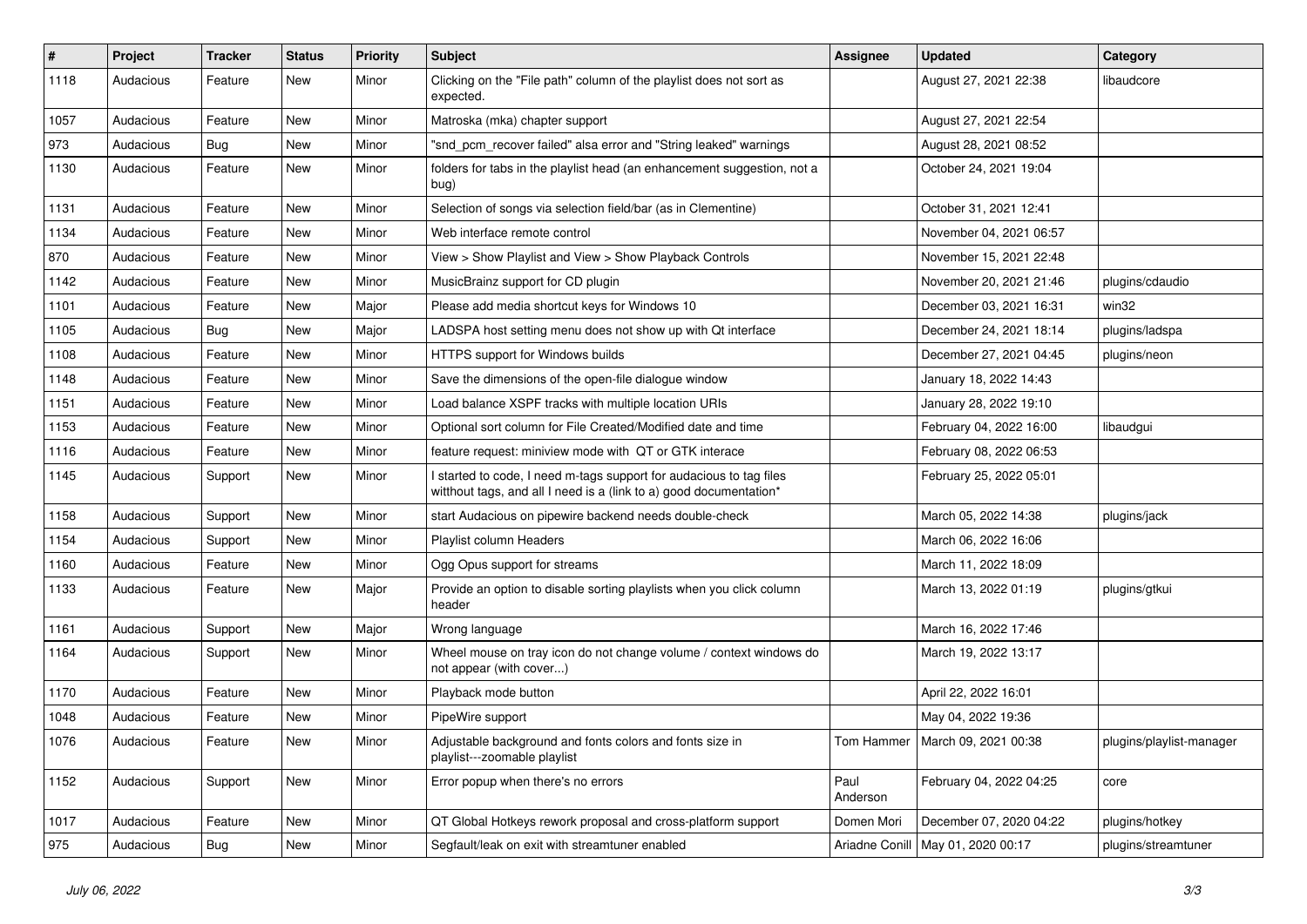| # | Project | Tracker | Status | Priority | Subject | Assignee | Updated | Category |
|---|---|---|---|---|---|---|---|---|
| 1118 | Audacious | Feature | New | Minor | Clicking on the "File path" column of the playlist does not sort as expected. | | August 27, 2021 22:38 | libaudcore |
| 1057 | Audacious | Feature | New | Minor | Matroska (mka) chapter support | | August 27, 2021 22:54 | |
| 973 | Audacious | Bug | New | Minor | "snd_pcm_recover failed" alsa error and "String leaked" warnings | | August 28, 2021 08:52 | |
| 1130 | Audacious | Feature | New | Minor | folders for tabs in the playlist head (an enhancement suggestion, not a bug) | | October 24, 2021 19:04 | |
| 1131 | Audacious | Feature | New | Minor | Selection of songs via selection field/bar (as in Clementine) | | October 31, 2021 12:41 | |
| 1134 | Audacious | Feature | New | Minor | Web interface remote control | | November 04, 2021 06:57 | |
| 870 | Audacious | Feature | New | Minor | View > Show Playlist and View > Show Playback Controls | | November 15, 2021 22:48 | |
| 1142 | Audacious | Feature | New | Minor | MusicBrainz support for CD plugin | | November 20, 2021 21:46 | plugins/cdaudio |
| 1101 | Audacious | Feature | New | Major | Please add media shortcut keys for Windows 10 | | December 03, 2021 16:31 | win32 |
| 1105 | Audacious | Bug | New | Major | LADSPA host setting menu does not show up with Qt interface | | December 24, 2021 18:14 | plugins/ladspa |
| 1108 | Audacious | Feature | New | Minor | HTTPS support for Windows builds | | December 27, 2021 04:45 | plugins/neon |
| 1148 | Audacious | Feature | New | Minor | Save the dimensions of the open-file dialogue window | | January 18, 2022 14:43 | |
| 1151 | Audacious | Feature | New | Minor | Load balance XSPF tracks with multiple location URIs | | January 28, 2022 19:10 | |
| 1153 | Audacious | Feature | New | Minor | Optional sort column for File Created/Modified date and time | | February 04, 2022 16:00 | libaudgui |
| 1116 | Audacious | Feature | New | Minor | feature request: miniview mode with QT or GTK interace | | February 08, 2022 06:53 | |
| 1145 | Audacious | Support | New | Minor | I started to code, I need m-tags support for audacious to tag files witthout tags, and all I need is a (link to a) good documentation* | | February 25, 2022 05:01 | |
| 1158 | Audacious | Support | New | Minor | start Audacious on pipewire backend needs double-check | | March 05, 2022 14:38 | plugins/jack |
| 1154 | Audacious | Support | New | Minor | Playlist column Headers | | March 06, 2022 16:06 | |
| 1160 | Audacious | Feature | New | Minor | Ogg Opus support for streams | | March 11, 2022 18:09 | |
| 1133 | Audacious | Feature | New | Major | Provide an option to disable sorting playlists when you click column header | | March 13, 2022 01:19 | plugins/gtkui |
| 1161 | Audacious | Support | New | Major | Wrong language | | March 16, 2022 17:46 | |
| 1164 | Audacious | Support | New | Minor | Wheel mouse on tray icon do not change volume / context windows do not appear (with cover...) | | March 19, 2022 13:17 | |
| 1170 | Audacious | Feature | New | Minor | Playback mode button | | April 22, 2022 16:01 | |
| 1048 | Audacious | Feature | New | Minor | PipeWire support | | May 04, 2022 19:36 | |
| 1076 | Audacious | Feature | New | Minor | Adjustable background and fonts colors and fonts size in playlist---zoomable playlist | Tom Hammer | March 09, 2021 00:38 | plugins/playlist-manager |
| 1152 | Audacious | Support | New | Minor | Error popup when there's no errors | Paul Anderson | February 04, 2022 04:25 | core |
| 1017 | Audacious | Feature | New | Minor | QT Global Hotkeys rework proposal and cross-platform support | Domen Mori | December 07, 2020 04:22 | plugins/hotkey |
| 975 | Audacious | Bug | New | Minor | Segfault/leak on exit with streamtuner enabled | Ariadne Conill | May 01, 2020 00:17 | plugins/streamtuner |

*July 06, 2022*